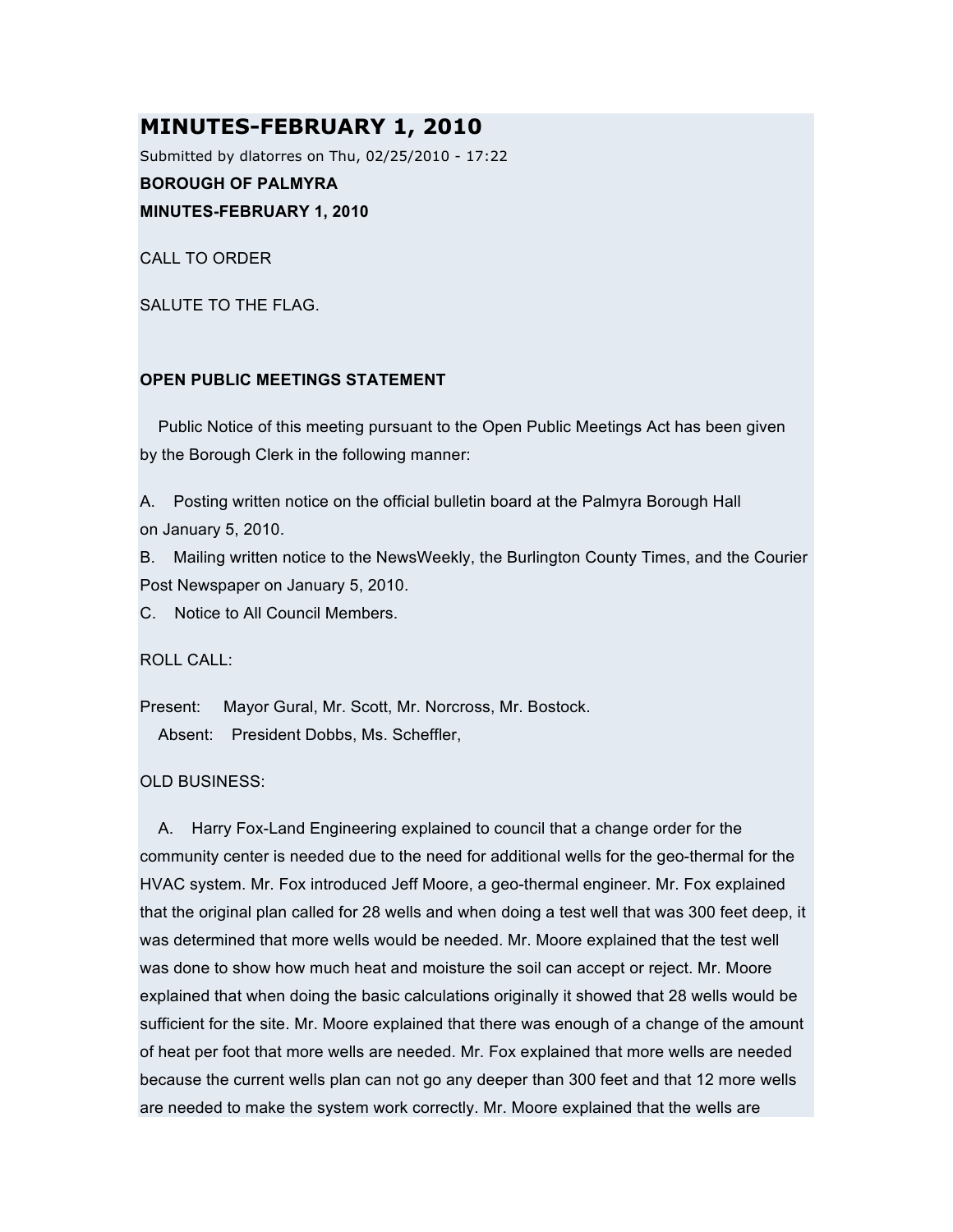# MINUTES-FEBRUARY 1, 2010

Submitted by dlatorres on Thu, 02/25/2010 - 17:22

**BOROUGH OF PALMYRA**

**MINUTES-FEBRUARY 1, 2010**

CALL TO ORDER

SALUTE TO THE FLAG.

**OPEN PUBLIC MEETINGS STATEMENT**

Public Notice of this meeting pursuant to the Open Public Meetings Act has been given by the Borough Clerk in the following manner:

A. Posting written notice on the official bulletin board at the Palmyra Borough Hall on January 5, 2010.
B. Mailing written notice to the NewsWeekly, the Burlington County Times, and the Courier Post Newspaper on January 5, 2010.
C. Notice to All Council Members.

ROLL CALL:

Present: Mayor Gural, Mr. Scott, Mr. Norcross, Mr. Bostock.
Absent: President Dobbs, Ms. Scheffler,

OLD BUSINESS:

A. Harry Fox-Land Engineering explained to council that a change order for the community center is needed due to the need for additional wells for the geo-thermal for the HVAC system. Mr. Fox introduced Jeff Moore, a geo-thermal engineer. Mr. Fox explained that the original plan called for 28 wells and when doing a test well that was 300 feet deep, it was determined that more wells would be needed. Mr. Moore explained that the test well was done to show how much heat and moisture the soil can accept or reject. Mr. Moore explained that when doing the basic calculations originally it showed that 28 wells would be sufficient for the site. Mr. Moore explained that there was enough of a change of the amount of heat per foot that more wells are needed. Mr. Fox explained that more wells are needed because the current wells plan can not go any deeper than 300 feet and that 12 more wells are needed to make the system work correctly. Mr. Moore explained that the wells are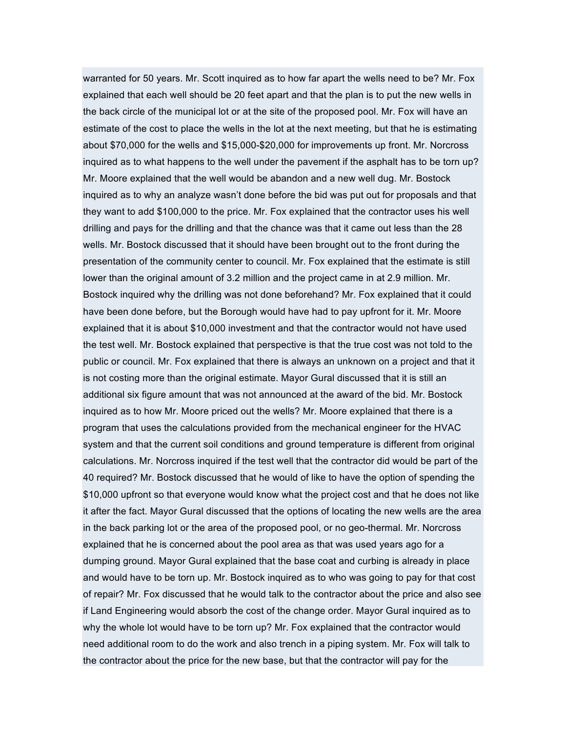warranted for 50 years. Mr. Scott inquired as to how far apart the wells need to be? Mr. Fox explained that each well should be 20 feet apart and that the plan is to put the new wells in the back circle of the municipal lot or at the site of the proposed pool. Mr. Fox will have an estimate of the cost to place the wells in the lot at the next meeting, but that he is estimating about $70,000 for the wells and $15,000-$20,000 for improvements up front. Mr. Norcross inquired as to what happens to the well under the pavement if the asphalt has to be torn up? Mr. Moore explained that the well would be abandon and a new well dug. Mr. Bostock inquired as to why an analyze wasn't done before the bid was put out for proposals and that they want to add $100,000 to the price. Mr. Fox explained that the contractor uses his well drilling and pays for the drilling and that the chance was that it came out less than the 28 wells. Mr. Bostock discussed that it should have been brought out to the front during the presentation of the community center to council. Mr. Fox explained that the estimate is still lower than the original amount of 3.2 million and the project came in at 2.9 million. Mr. Bostock inquired why the drilling was not done beforehand? Mr. Fox explained that it could have been done before, but the Borough would have had to pay upfront for it. Mr. Moore explained that it is about $10,000 investment and that the contractor would not have used the test well. Mr. Bostock explained that perspective is that the true cost was not told to the public or council. Mr. Fox explained that there is always an unknown on a project and that it is not costing more than the original estimate. Mayor Gural discussed that it is still an additional six figure amount that was not announced at the award of the bid. Mr. Bostock inquired as to how Mr. Moore priced out the wells? Mr. Moore explained that there is a program that uses the calculations provided from the mechanical engineer for the HVAC system and that the current soil conditions and ground temperature is different from original calculations. Mr. Norcross inquired if the test well that the contractor did would be part of the 40 required? Mr. Bostock discussed that he would of like to have the option of spending the $10,000 upfront so that everyone would know what the project cost and that he does not like it after the fact. Mayor Gural discussed that the options of locating the new wells are the area in the back parking lot or the area of the proposed pool, or no geo-thermal. Mr. Norcross explained that he is concerned about the pool area as that was used years ago for a dumping ground. Mayor Gural explained that the base coat and curbing is already in place and would have to be torn up. Mr. Bostock inquired as to who was going to pay for that cost of repair? Mr. Fox discussed that he would talk to the contractor about the price and also see if Land Engineering would absorb the cost of the change order. Mayor Gural inquired as to why the whole lot would have to be torn up? Mr. Fox explained that the contractor would need additional room to do the work and also trench in a piping system. Mr. Fox will talk to the contractor about the price for the new base, but that the contractor will pay for the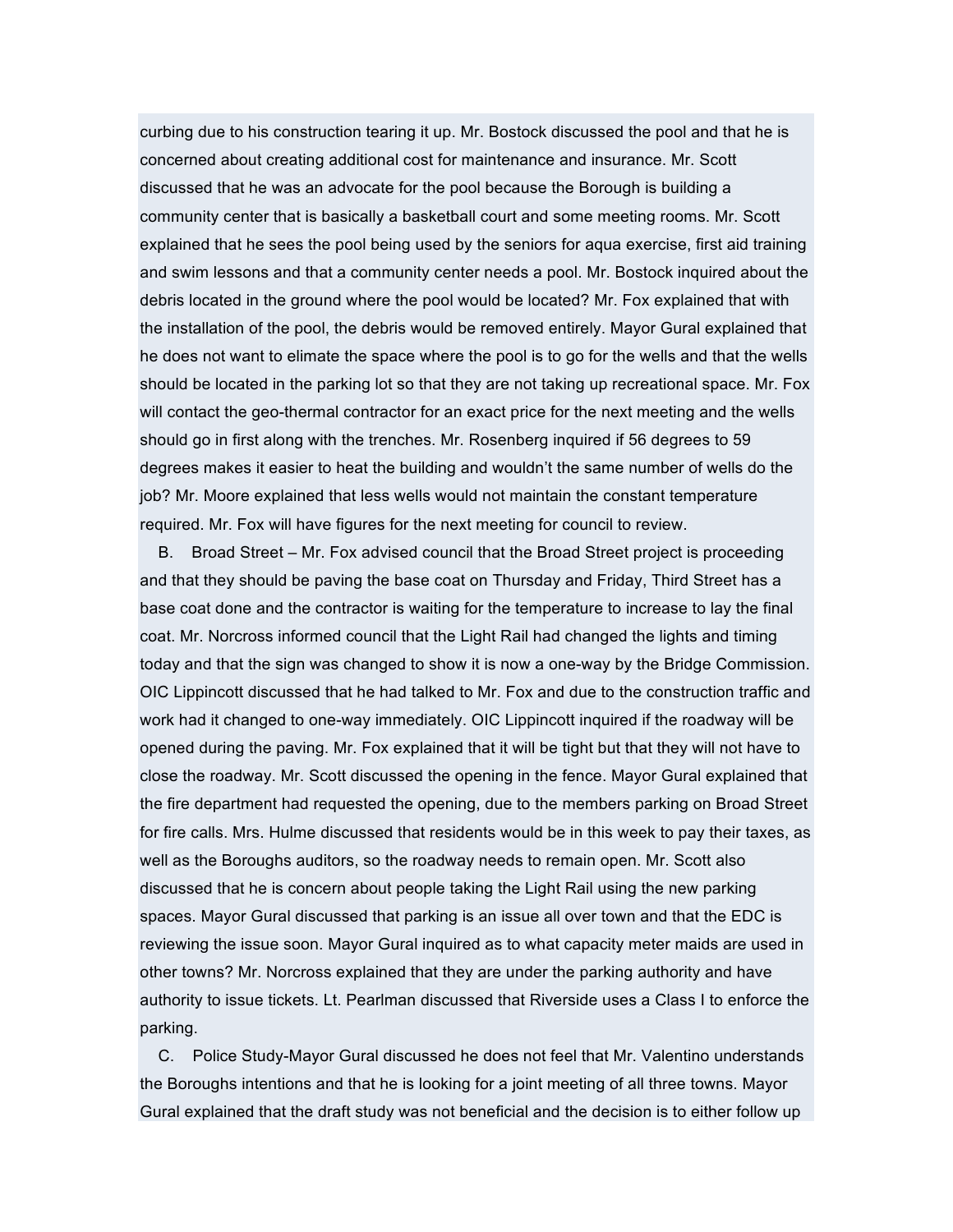curbing due to his construction tearing it up. Mr. Bostock discussed the pool and that he is concerned about creating additional cost for maintenance and insurance. Mr. Scott discussed that he was an advocate for the pool because the Borough is building a community center that is basically a basketball court and some meeting rooms. Mr. Scott explained that he sees the pool being used by the seniors for aqua exercise, first aid training and swim lessons and that a community center needs a pool. Mr. Bostock inquired about the debris located in the ground where the pool would be located? Mr. Fox explained that with the installation of the pool, the debris would be removed entirely. Mayor Gural explained that he does not want to elimate the space where the pool is to go for the wells and that the wells should be located in the parking lot so that they are not taking up recreational space. Mr. Fox will contact the geo-thermal contractor for an exact price for the next meeting and the wells should go in first along with the trenches. Mr. Rosenberg inquired if 56 degrees to 59 degrees makes it easier to heat the building and wouldn't the same number of wells do the job? Mr. Moore explained that less wells would not maintain the constant temperature required. Mr. Fox will have figures for the next meeting for council to review.

B. Broad Street – Mr. Fox advised council that the Broad Street project is proceeding and that they should be paving the base coat on Thursday and Friday, Third Street has a base coat done and the contractor is waiting for the temperature to increase to lay the final coat. Mr. Norcross informed council that the Light Rail had changed the lights and timing today and that the sign was changed to show it is now a one-way by the Bridge Commission. OIC Lippincott discussed that he had talked to Mr. Fox and due to the construction traffic and work had it changed to one-way immediately. OIC Lippincott inquired if the roadway will be opened during the paving. Mr. Fox explained that it will be tight but that they will not have to close the roadway. Mr. Scott discussed the opening in the fence. Mayor Gural explained that the fire department had requested the opening, due to the members parking on Broad Street for fire calls. Mrs. Hulme discussed that residents would be in this week to pay their taxes, as well as the Boroughs auditors, so the roadway needs to remain open. Mr. Scott also discussed that he is concern about people taking the Light Rail using the new parking spaces. Mayor Gural discussed that parking is an issue all over town and that the EDC is reviewing the issue soon. Mayor Gural inquired as to what capacity meter maids are used in other towns? Mr. Norcross explained that they are under the parking authority and have authority to issue tickets. Lt. Pearlman discussed that Riverside uses a Class I to enforce the parking.

C. Police Study-Mayor Gural discussed he does not feel that Mr. Valentino understands the Boroughs intentions and that he is looking for a joint meeting of all three towns. Mayor Gural explained that the draft study was not beneficial and the decision is to either follow up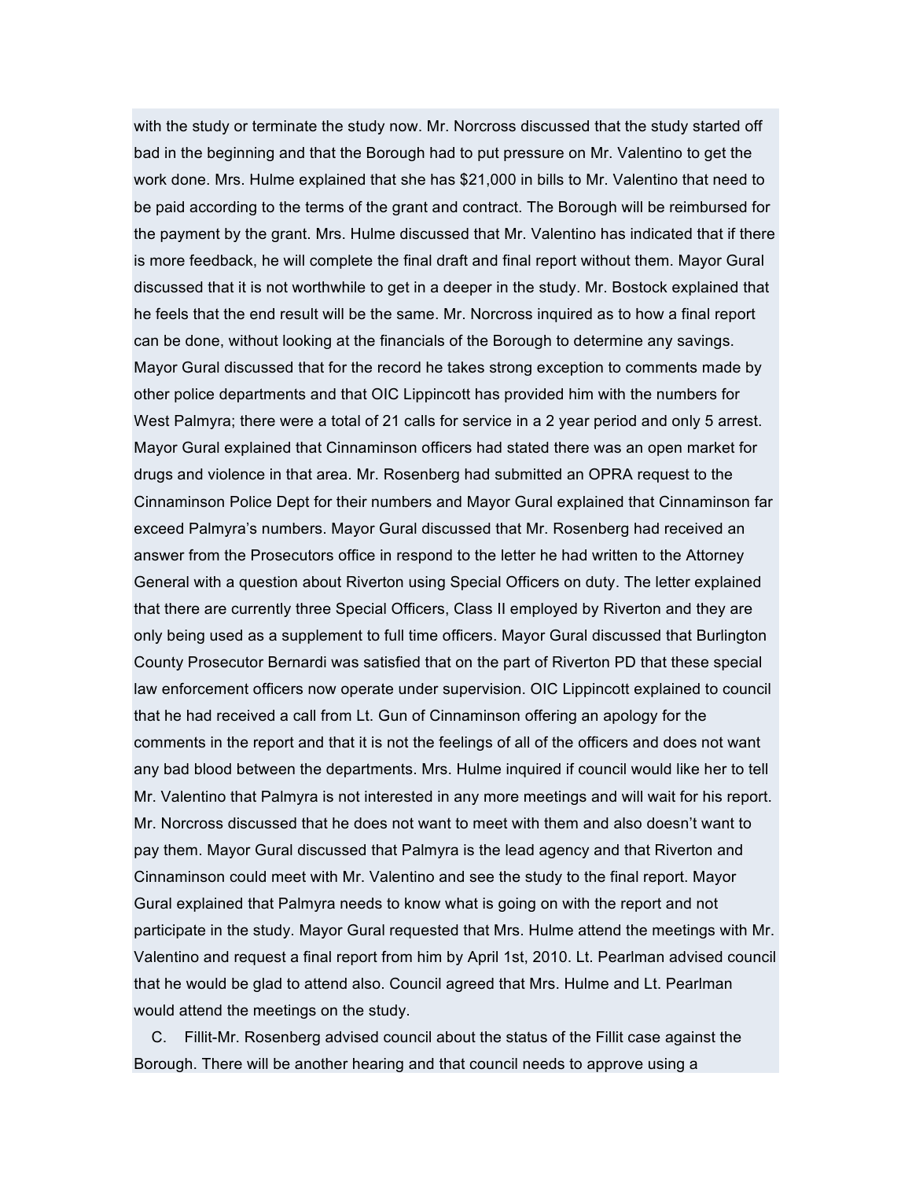with the study or terminate the study now. Mr. Norcross discussed that the study started off bad in the beginning and that the Borough had to put pressure on Mr. Valentino to get the work done. Mrs. Hulme explained that she has $21,000 in bills to Mr. Valentino that need to be paid according to the terms of the grant and contract. The Borough will be reimbursed for the payment by the grant. Mrs. Hulme discussed that Mr. Valentino has indicated that if there is more feedback, he will complete the final draft and final report without them. Mayor Gural discussed that it is not worthwhile to get in a deeper in the study. Mr. Bostock explained that he feels that the end result will be the same. Mr. Norcross inquired as to how a final report can be done, without looking at the financials of the Borough to determine any savings. Mayor Gural discussed that for the record he takes strong exception to comments made by other police departments and that OIC Lippincott has provided him with the numbers for West Palmyra; there were a total of 21 calls for service in a 2 year period and only 5 arrest. Mayor Gural explained that Cinnaminson officers had stated there was an open market for drugs and violence in that area. Mr. Rosenberg had submitted an OPRA request to the Cinnaminson Police Dept for their numbers and Mayor Gural explained that Cinnaminson far exceed Palmyra's numbers. Mayor Gural discussed that Mr. Rosenberg had received an answer from the Prosecutors office in respond to the letter he had written to the Attorney General with a question about Riverton using Special Officers on duty. The letter explained that there are currently three Special Officers, Class II employed by Riverton and they are only being used as a supplement to full time officers. Mayor Gural discussed that Burlington County Prosecutor Bernardi was satisfied that on the part of Riverton PD that these special law enforcement officers now operate under supervision. OIC Lippincott explained to council that he had received a call from Lt. Gun of Cinnaminson offering an apology for the comments in the report and that it is not the feelings of all of the officers and does not want any bad blood between the departments. Mrs. Hulme inquired if council would like her to tell Mr. Valentino that Palmyra is not interested in any more meetings and will wait for his report. Mr. Norcross discussed that he does not want to meet with them and also doesn't want to pay them. Mayor Gural discussed that Palmyra is the lead agency and that Riverton and Cinnaminson could meet with Mr. Valentino and see the study to the final report. Mayor Gural explained that Palmyra needs to know what is going on with the report and not participate in the study. Mayor Gural requested that Mrs. Hulme attend the meetings with Mr. Valentino and request a final report from him by April 1st, 2010. Lt. Pearlman advised council that he would be glad to attend also. Council agreed that Mrs. Hulme and Lt. Pearlman would attend the meetings on the study.

C. Fillit-Mr. Rosenberg advised council about the status of the Fillit case against the Borough. There will be another hearing and that council needs to approve using a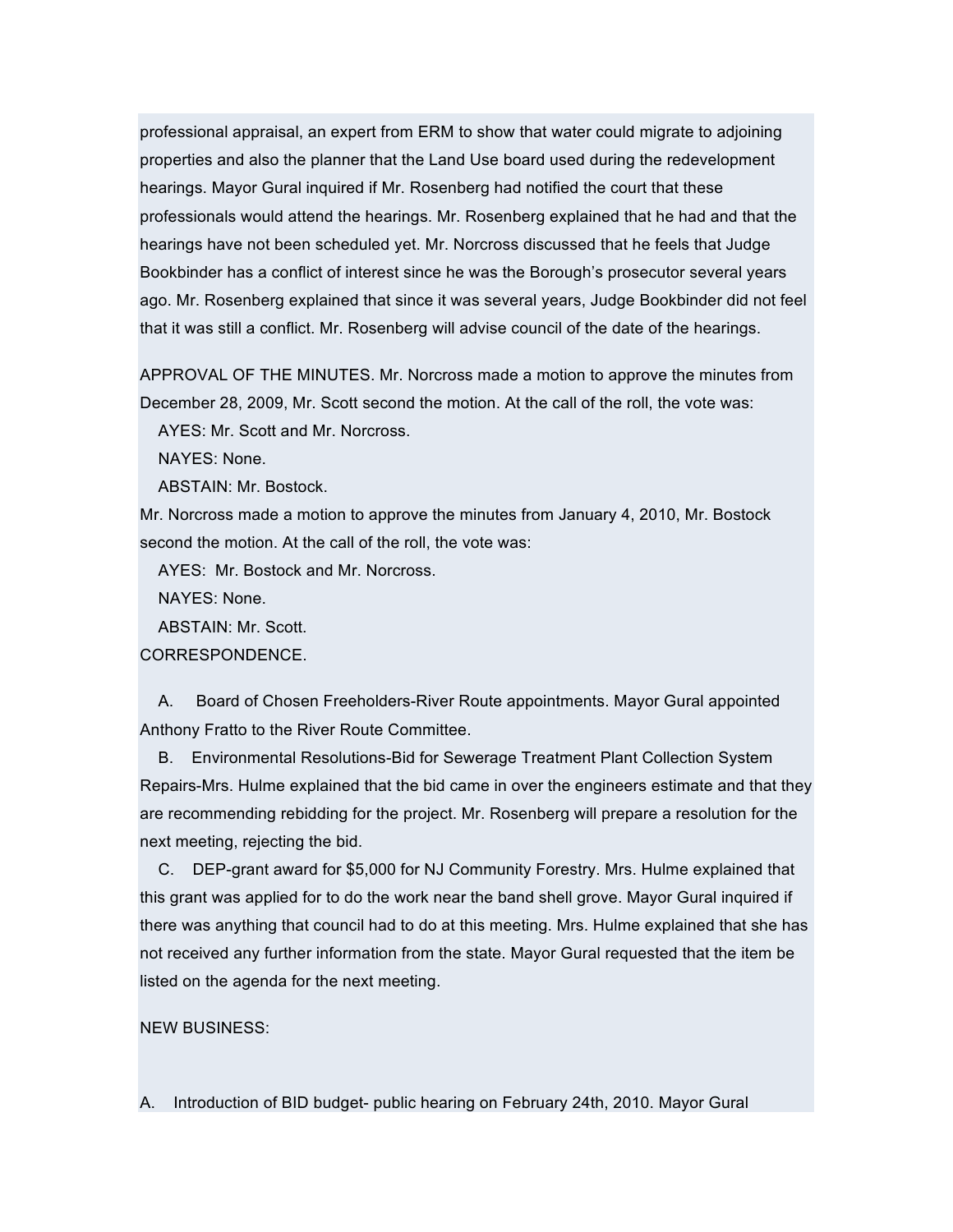professional appraisal, an expert from ERM to show that water could migrate to adjoining properties and also the planner that the Land Use board used during the redevelopment hearings. Mayor Gural inquired if Mr. Rosenberg had notified the court that these professionals would attend the hearings. Mr. Rosenberg explained that he had and that the hearings have not been scheduled yet. Mr. Norcross discussed that he feels that Judge Bookbinder has a conflict of interest since he was the Borough's prosecutor several years ago. Mr. Rosenberg explained that since it was several years, Judge Bookbinder did not feel that it was still a conflict. Mr. Rosenberg will advise council of the date of the hearings.

APPROVAL OF THE MINUTES. Mr. Norcross made a motion to approve the minutes from December 28, 2009, Mr. Scott second the motion. At the call of the roll, the vote was:

AYES: Mr. Scott and Mr. Norcross.

NAYES: None.

ABSTAIN: Mr. Bostock.

Mr. Norcross made a motion to approve the minutes from January 4, 2010, Mr. Bostock second the motion. At the call of the roll, the vote was:

AYES: Mr. Bostock and Mr. Norcross.

NAYES: None.

ABSTAIN: Mr. Scott.

CORRESPONDENCE.

A. Board of Chosen Freeholders-River Route appointments. Mayor Gural appointed Anthony Fratto to the River Route Committee.

B. Environmental Resolutions-Bid for Sewerage Treatment Plant Collection System Repairs-Mrs. Hulme explained that the bid came in over the engineers estimate and that they are recommending rebidding for the project. Mr. Rosenberg will prepare a resolution for the next meeting, rejecting the bid.

C. DEP-grant award for $5,000 for NJ Community Forestry. Mrs. Hulme explained that this grant was applied for to do the work near the band shell grove. Mayor Gural inquired if there was anything that council had to do at this meeting. Mrs. Hulme explained that she has not received any further information from the state. Mayor Gural requested that the item be listed on the agenda for the next meeting.

NEW BUSINESS:

A. Introduction of BID budget- public hearing on February 24th, 2010. Mayor Gural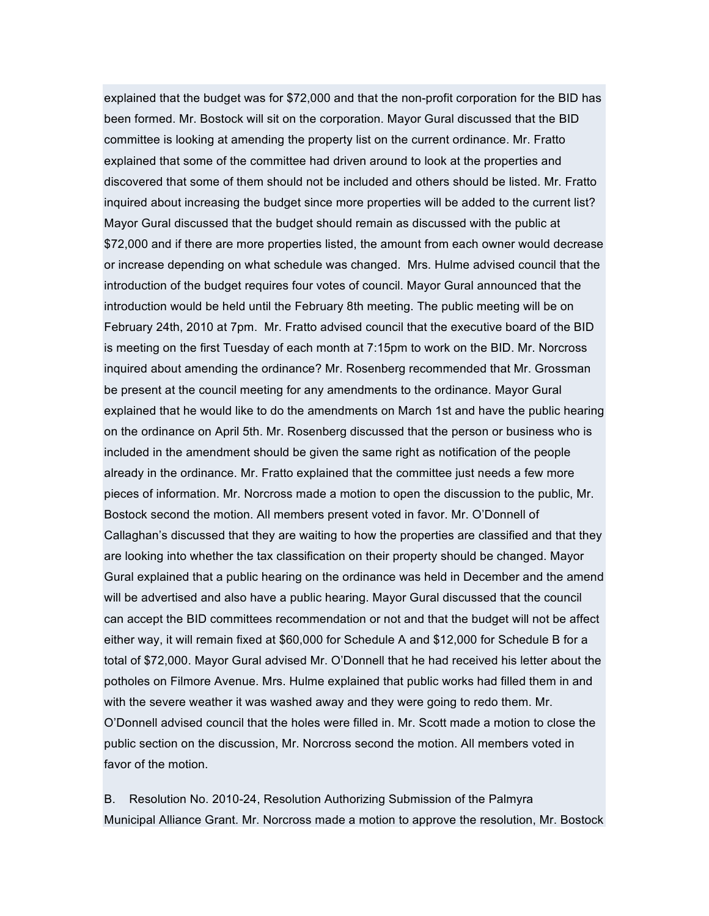explained that the budget was for $72,000 and that the non-profit corporation for the BID has been formed. Mr. Bostock will sit on the corporation. Mayor Gural discussed that the BID committee is looking at amending the property list on the current ordinance. Mr. Fratto explained that some of the committee had driven around to look at the properties and discovered that some of them should not be included and others should be listed. Mr. Fratto inquired about increasing the budget since more properties will be added to the current list? Mayor Gural discussed that the budget should remain as discussed with the public at $72,000 and if there are more properties listed, the amount from each owner would decrease or increase depending on what schedule was changed. Mrs. Hulme advised council that the introduction of the budget requires four votes of council. Mayor Gural announced that the introduction would be held until the February 8th meeting. The public meeting will be on February 24th, 2010 at 7pm. Mr. Fratto advised council that the executive board of the BID is meeting on the first Tuesday of each month at 7:15pm to work on the BID. Mr. Norcross inquired about amending the ordinance? Mr. Rosenberg recommended that Mr. Grossman be present at the council meeting for any amendments to the ordinance. Mayor Gural explained that he would like to do the amendments on March 1st and have the public hearing on the ordinance on April 5th. Mr. Rosenberg discussed that the person or business who is included in the amendment should be given the same right as notification of the people already in the ordinance. Mr. Fratto explained that the committee just needs a few more pieces of information. Mr. Norcross made a motion to open the discussion to the public, Mr. Bostock second the motion. All members present voted in favor. Mr. O'Donnell of Callaghan's discussed that they are waiting to how the properties are classified and that they are looking into whether the tax classification on their property should be changed. Mayor Gural explained that a public hearing on the ordinance was held in December and the amend will be advertised and also have a public hearing. Mayor Gural discussed that the council can accept the BID committees recommendation or not and that the budget will not be affect either way, it will remain fixed at $60,000 for Schedule A and $12,000 for Schedule B for a total of $72,000. Mayor Gural advised Mr. O'Donnell that he had received his letter about the potholes on Filmore Avenue. Mrs. Hulme explained that public works had filled them in and with the severe weather it was washed away and they were going to redo them. Mr. O'Donnell advised council that the holes were filled in. Mr. Scott made a motion to close the public section on the discussion, Mr. Norcross second the motion. All members voted in favor of the motion.

B. Resolution No. 2010-24, Resolution Authorizing Submission of the Palmyra Municipal Alliance Grant. Mr. Norcross made a motion to approve the resolution, Mr. Bostock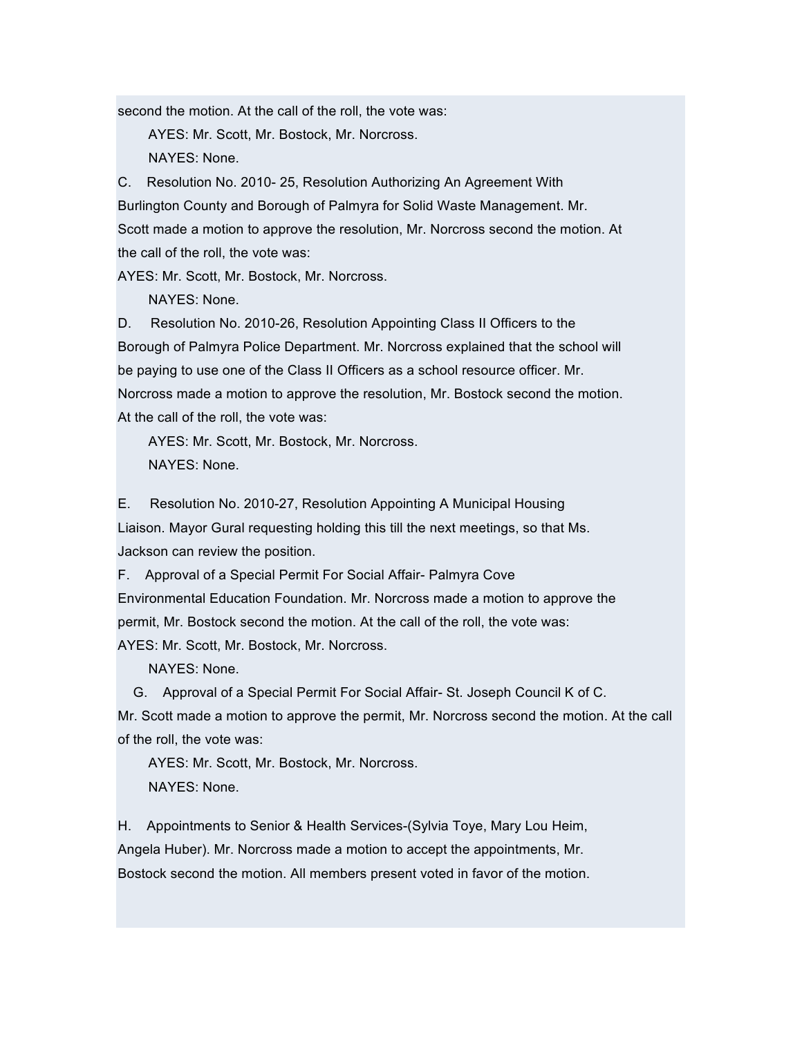second the motion. At the call of the roll, the vote was:

AYES: Mr. Scott, Mr. Bostock, Mr. Norcross.

NAYES: None.

C. Resolution No. 2010- 25, Resolution Authorizing An Agreement With Burlington County and Borough of Palmyra for Solid Waste Management. Mr. Scott made a motion to approve the resolution, Mr. Norcross second the motion. At the call of the roll, the vote was:

AYES: Mr. Scott, Mr. Bostock, Mr. Norcross.

NAYES: None.

D. Resolution No. 2010-26, Resolution Appointing Class II Officers to the Borough of Palmyra Police Department. Mr. Norcross explained that the school will be paying to use one of the Class II Officers as a school resource officer. Mr. Norcross made a motion to approve the resolution, Mr. Bostock second the motion. At the call of the roll, the vote was:

AYES: Mr. Scott, Mr. Bostock, Mr. Norcross.

NAYES: None.

E. Resolution No. 2010-27, Resolution Appointing A Municipal Housing Liaison. Mayor Gural requesting holding this till the next meetings, so that Ms. Jackson can review the position.

F. Approval of a Special Permit For Social Affair- Palmyra Cove Environmental Education Foundation. Mr. Norcross made a motion to approve the permit, Mr. Bostock second the motion. At the call of the roll, the vote was:

AYES: Mr. Scott, Mr. Bostock, Mr. Norcross.

NAYES: None.

G. Approval of a Special Permit For Social Affair- St. Joseph Council K of C. Mr. Scott made a motion to approve the permit, Mr. Norcross second the motion. At the call of the roll, the vote was:

AYES: Mr. Scott, Mr. Bostock, Mr. Norcross.

NAYES: None.

H. Appointments to Senior & Health Services-(Sylvia Toye, Mary Lou Heim, Angela Huber). Mr. Norcross made a motion to accept the appointments, Mr. Bostock second the motion. All members present voted in favor of the motion.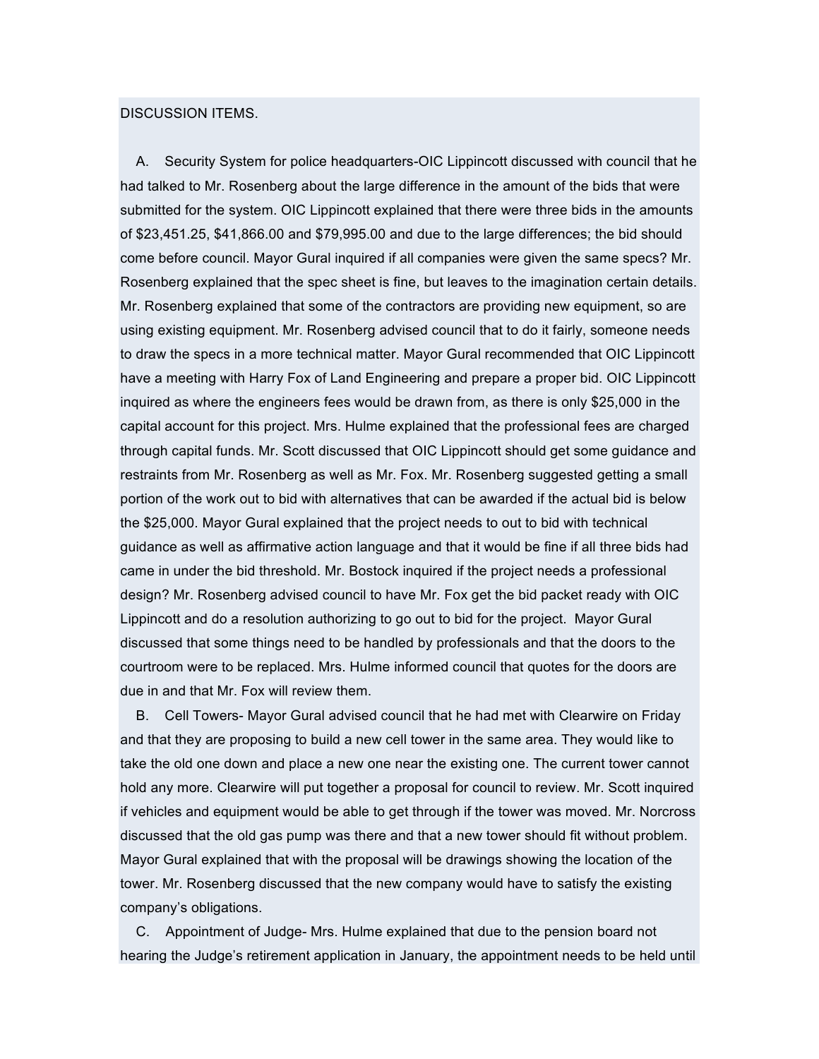DISCUSSION ITEMS.

A. Security System for police headquarters-OIC Lippincott discussed with council that he had talked to Mr. Rosenberg about the large difference in the amount of the bids that were submitted for the system. OIC Lippincott explained that there were three bids in the amounts of $23,451.25, $41,866.00 and $79,995.00 and due to the large differences; the bid should come before council. Mayor Gural inquired if all companies were given the same specs? Mr. Rosenberg explained that the spec sheet is fine, but leaves to the imagination certain details. Mr. Rosenberg explained that some of the contractors are providing new equipment, so are using existing equipment. Mr. Rosenberg advised council that to do it fairly, someone needs to draw the specs in a more technical matter. Mayor Gural recommended that OIC Lippincott have a meeting with Harry Fox of Land Engineering and prepare a proper bid. OIC Lippincott inquired as where the engineers fees would be drawn from, as there is only $25,000 in the capital account for this project. Mrs. Hulme explained that the professional fees are charged through capital funds. Mr. Scott discussed that OIC Lippincott should get some guidance and restraints from Mr. Rosenberg as well as Mr. Fox. Mr. Rosenberg suggested getting a small portion of the work out to bid with alternatives that can be awarded if the actual bid is below the $25,000. Mayor Gural explained that the project needs to out to bid with technical guidance as well as affirmative action language and that it would be fine if all three bids had came in under the bid threshold. Mr. Bostock inquired if the project needs a professional design? Mr. Rosenberg advised council to have Mr. Fox get the bid packet ready with OIC Lippincott and do a resolution authorizing to go out to bid for the project. Mayor Gural discussed that some things need to be handled by professionals and that the doors to the courtroom were to be replaced. Mrs. Hulme informed council that quotes for the doors are due in and that Mr. Fox will review them.

B. Cell Towers- Mayor Gural advised council that he had met with Clearwire on Friday and that they are proposing to build a new cell tower in the same area. They would like to take the old one down and place a new one near the existing one. The current tower cannot hold any more. Clearwire will put together a proposal for council to review. Mr. Scott inquired if vehicles and equipment would be able to get through if the tower was moved. Mr. Norcross discussed that the old gas pump was there and that a new tower should fit without problem. Mayor Gural explained that with the proposal will be drawings showing the location of the tower. Mr. Rosenberg discussed that the new company would have to satisfy the existing company's obligations.

C. Appointment of Judge- Mrs. Hulme explained that due to the pension board not hearing the Judge's retirement application in January, the appointment needs to be held until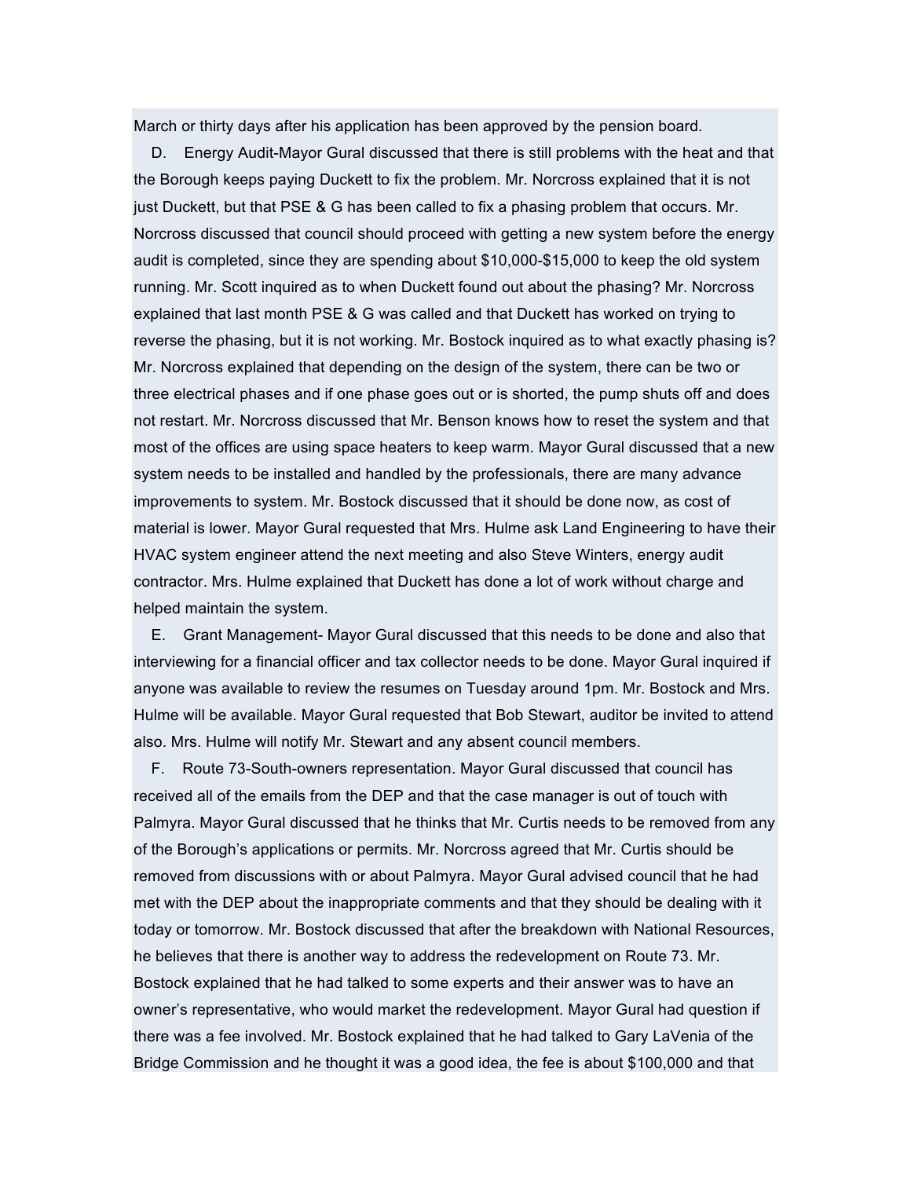March or thirty days after his application has been approved by the pension board.

D. Energy Audit-Mayor Gural discussed that there is still problems with the heat and that the Borough keeps paying Duckett to fix the problem. Mr. Norcross explained that it is not just Duckett, but that PSE & G has been called to fix a phasing problem that occurs. Mr. Norcross discussed that council should proceed with getting a new system before the energy audit is completed, since they are spending about $10,000-$15,000 to keep the old system running. Mr. Scott inquired as to when Duckett found out about the phasing? Mr. Norcross explained that last month PSE & G was called and that Duckett has worked on trying to reverse the phasing, but it is not working. Mr. Bostock inquired as to what exactly phasing is? Mr. Norcross explained that depending on the design of the system, there can be two or three electrical phases and if one phase goes out or is shorted, the pump shuts off and does not restart. Mr. Norcross discussed that Mr. Benson knows how to reset the system and that most of the offices are using space heaters to keep warm. Mayor Gural discussed that a new system needs to be installed and handled by the professionals, there are many advance improvements to system. Mr. Bostock discussed that it should be done now, as cost of material is lower. Mayor Gural requested that Mrs. Hulme ask Land Engineering to have their HVAC system engineer attend the next meeting and also Steve Winters, energy audit contractor. Mrs. Hulme explained that Duckett has done a lot of work without charge and helped maintain the system.

E. Grant Management- Mayor Gural discussed that this needs to be done and also that interviewing for a financial officer and tax collector needs to be done. Mayor Gural inquired if anyone was available to review the resumes on Tuesday around 1pm. Mr. Bostock and Mrs. Hulme will be available. Mayor Gural requested that Bob Stewart, auditor be invited to attend also. Mrs. Hulme will notify Mr. Stewart and any absent council members.

F. Route 73-South-owners representation. Mayor Gural discussed that council has received all of the emails from the DEP and that the case manager is out of touch with Palmyra. Mayor Gural discussed that he thinks that Mr. Curtis needs to be removed from any of the Borough's applications or permits. Mr. Norcross agreed that Mr. Curtis should be removed from discussions with or about Palmyra. Mayor Gural advised council that he had met with the DEP about the inappropriate comments and that they should be dealing with it today or tomorrow. Mr. Bostock discussed that after the breakdown with National Resources, he believes that there is another way to address the redevelopment on Route 73. Mr. Bostock explained that he had talked to some experts and their answer was to have an owner's representative, who would market the redevelopment. Mayor Gural had question if there was a fee involved. Mr. Bostock explained that he had talked to Gary LaVenia of the Bridge Commission and he thought it was a good idea, the fee is about $100,000 and that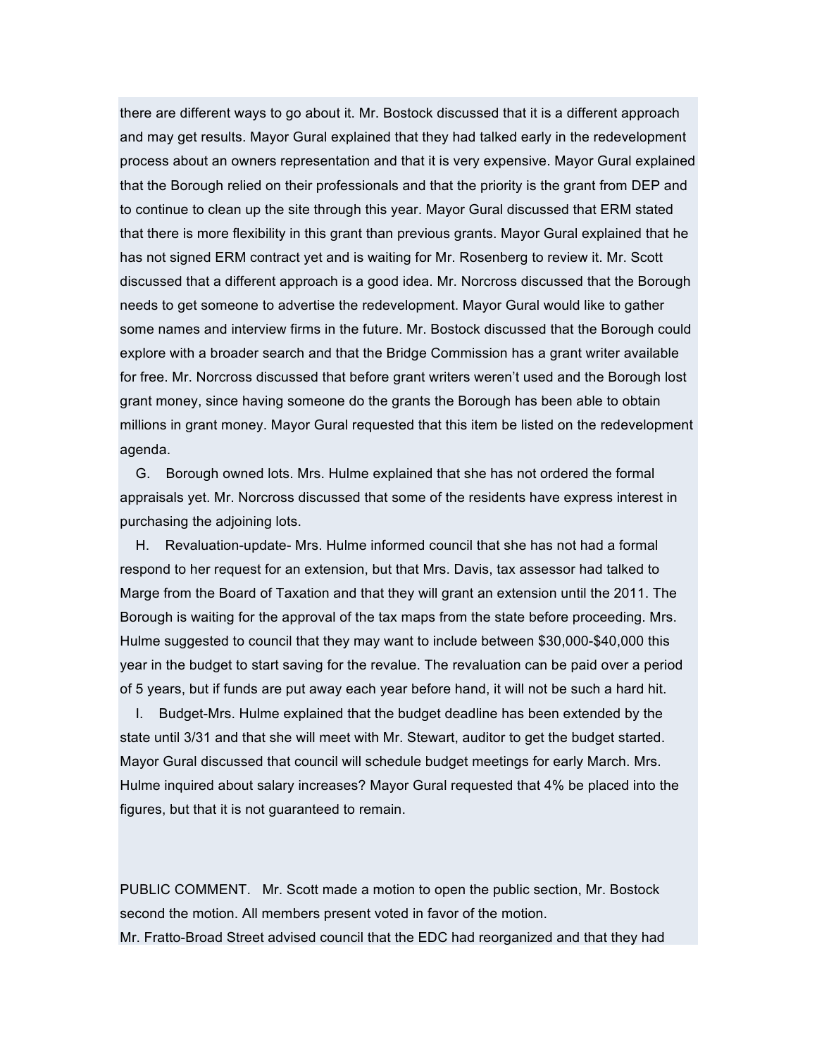there are different ways to go about it. Mr. Bostock discussed that it is a different approach and may get results. Mayor Gural explained that they had talked early in the redevelopment process about an owners representation and that it is very expensive. Mayor Gural explained that the Borough relied on their professionals and that the priority is the grant from DEP and to continue to clean up the site through this year. Mayor Gural discussed that ERM stated that there is more flexibility in this grant than previous grants. Mayor Gural explained that he has not signed ERM contract yet and is waiting for Mr. Rosenberg to review it. Mr. Scott discussed that a different approach is a good idea. Mr. Norcross discussed that the Borough needs to get someone to advertise the redevelopment. Mayor Gural would like to gather some names and interview firms in the future. Mr. Bostock discussed that the Borough could explore with a broader search and that the Bridge Commission has a grant writer available for free. Mr. Norcross discussed that before grant writers weren't used and the Borough lost grant money, since having someone do the grants the Borough has been able to obtain millions in grant money. Mayor Gural requested that this item be listed on the redevelopment agenda.

G. Borough owned lots. Mrs. Hulme explained that she has not ordered the formal appraisals yet. Mr. Norcross discussed that some of the residents have express interest in purchasing the adjoining lots.

H. Revaluation-update- Mrs. Hulme informed council that she has not had a formal respond to her request for an extension, but that Mrs. Davis, tax assessor had talked to Marge from the Board of Taxation and that they will grant an extension until the 2011. The Borough is waiting for the approval of the tax maps from the state before proceeding. Mrs. Hulme suggested to council that they may want to include between $30,000-$40,000 this year in the budget to start saving for the revalue. The revaluation can be paid over a period of 5 years, but if funds are put away each year before hand, it will not be such a hard hit.

I. Budget-Mrs. Hulme explained that the budget deadline has been extended by the state until 3/31 and that she will meet with Mr. Stewart, auditor to get the budget started. Mayor Gural discussed that council will schedule budget meetings for early March. Mrs. Hulme inquired about salary increases? Mayor Gural requested that 4% be placed into the figures, but that it is not guaranteed to remain.

PUBLIC COMMENT. Mr. Scott made a motion to open the public section, Mr. Bostock second the motion. All members present voted in favor of the motion.

Mr. Fratto-Broad Street advised council that the EDC had reorganized and that they had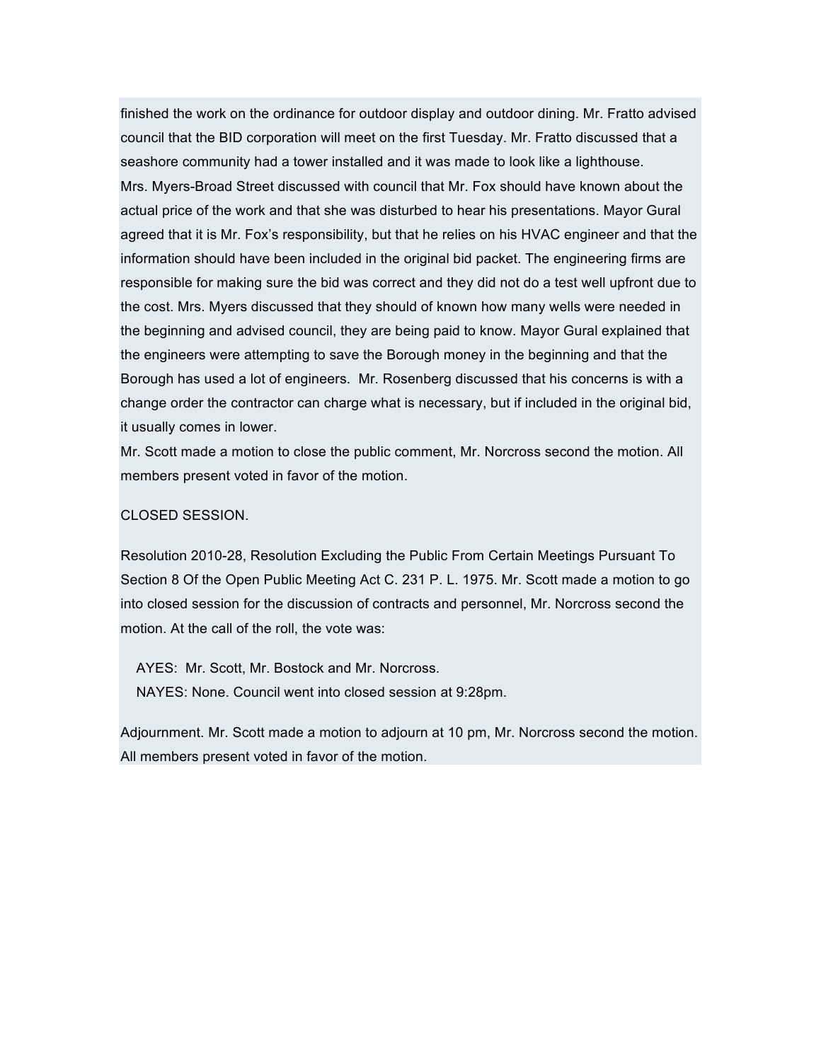finished the work on the ordinance for outdoor display and outdoor dining. Mr. Fratto advised council that the BID corporation will meet on the first Tuesday. Mr. Fratto discussed that a seashore community had a tower installed and it was made to look like a lighthouse.

Mrs. Myers-Broad Street discussed with council that Mr. Fox should have known about the actual price of the work and that she was disturbed to hear his presentations. Mayor Gural agreed that it is Mr. Fox's responsibility, but that he relies on his HVAC engineer and that the information should have been included in the original bid packet. The engineering firms are responsible for making sure the bid was correct and they did not do a test well upfront due to the cost. Mrs. Myers discussed that they should of known how many wells were needed in the beginning and advised council, they are being paid to know. Mayor Gural explained that the engineers were attempting to save the Borough money in the beginning and that the Borough has used a lot of engineers. Mr. Rosenberg discussed that his concerns is with a change order the contractor can charge what is necessary, but if included in the original bid, it usually comes in lower.

Mr. Scott made a motion to close the public comment, Mr. Norcross second the motion. All members present voted in favor of the motion.

CLOSED SESSION.

Resolution 2010-28, Resolution Excluding the Public From Certain Meetings Pursuant To Section 8 Of the Open Public Meeting Act C. 231 P. L. 1975. Mr. Scott made a motion to go into closed session for the discussion of contracts and personnel, Mr. Norcross second the motion. At the call of the roll, the vote was:

AYES: Mr. Scott, Mr. Bostock and Mr. Norcross.
NAYES: None. Council went into closed session at 9:28pm.

Adjournment. Mr. Scott made a motion to adjourn at 10 pm, Mr. Norcross second the motion. All members present voted in favor of the motion.